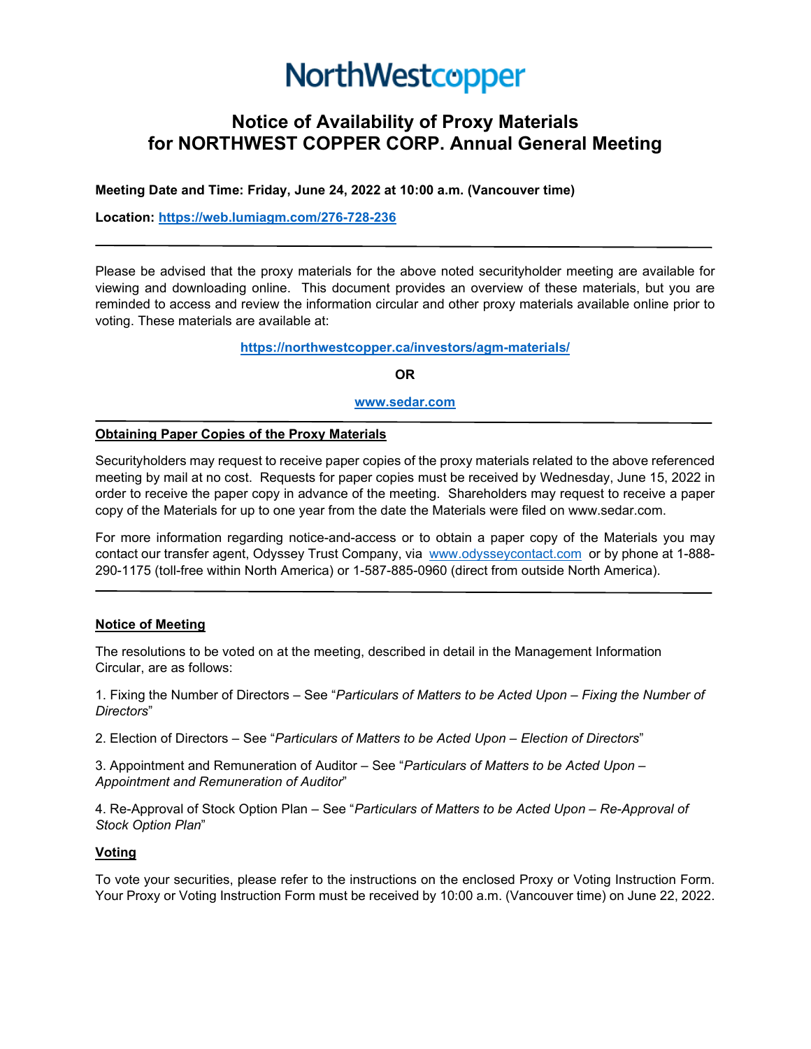NorthWestcopper

# Notice of Availability of Proxy Materials for NORTHWEST COPPER CORP. Annual General Meeting

**Meeting Date and Time: Friday, June 24, 2022 at 10:00 a.m. (Vancouver time)**

**Location: https://web.lumiagm.com/276-728-236**

---

Please be advised that the proxy materials for the above noted securityholder meeting are available for viewing and downloading online. This document provides an overview of these materials, but you are reminded to access and review the information circular and other proxy materials available online prior to voting. These materials are available at:

**https://northwestcopper.ca/investors/agm-materials/**

**OR**

**www.sedar.com**

---

## Obtaining Paper Copies of the Proxy Materials

Securityholders may request to receive paper copies of the proxy materials related to the above referenced meeting by mail at no cost. Requests for paper copies must be received by Wednesday, June 15, 2022 in order to receive the paper copy in advance of the meeting. Shareholders may request to receive a paper copy of the Materials for up to one year from the date the Materials were filed on www.sedar.com.

For more information regarding notice-and-access or to obtain a paper copy of the Materials you may contact our transfer agent, Odyssey Trust Company, via www.odysseycontact.com or by phone at 1-888-290-1175 (toll-free within North America) or 1-587-885-0960 (direct from outside North America).

---

## Notice of Meeting

The resolutions to be voted on at the meeting, described in detail in the Management Information Circular, are as follows:

1. Fixing the Number of Directors – See "*Particulars of Matters to be Acted Upon – Fixing the Number of Directors*"

2. Election of Directors – See "*Particulars of Matters to be Acted Upon – Election of Directors*"

3. Appointment and Remuneration of Auditor – See "*Particulars of Matters to be Acted Upon – Appointment and Remuneration of Auditor*"

4. Re-Approval of Stock Option Plan – See "*Particulars of Matters to be Acted Upon – Re-Approval of Stock Option Plan*"

## Voting

To vote your securities, please refer to the instructions on the enclosed Proxy or Voting Instruction Form. Your Proxy or Voting Instruction Form must be received by 10:00 a.m. (Vancouver time) on June 22, 2022.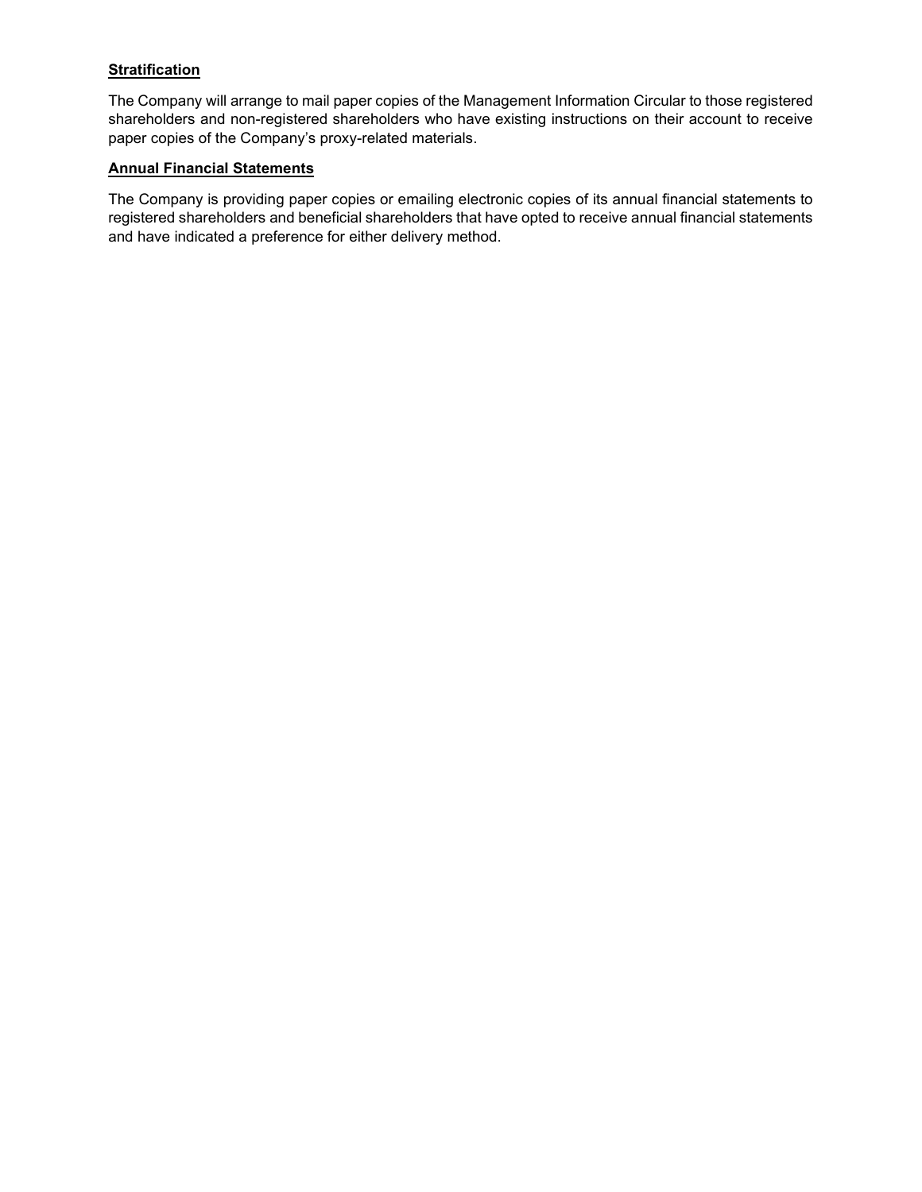**Stratification**

The Company will arrange to mail paper copies of the Management Information Circular to those registered shareholders and non-registered shareholders who have existing instructions on their account to receive paper copies of the Company's proxy-related materials.

**Annual Financial Statements**

The Company is providing paper copies or emailing electronic copies of its annual financial statements to registered shareholders and beneficial shareholders that have opted to receive annual financial statements and have indicated a preference for either delivery method.